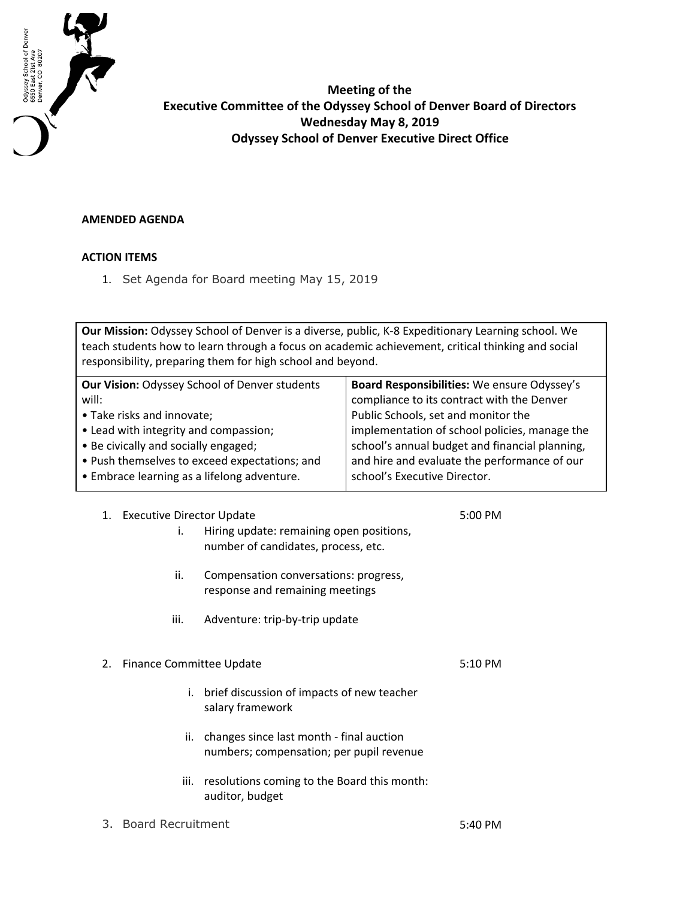Odyssey School of Denver
6550 East 21st Ave
Denver, CO 80207

# Meeting of the Executive Committee of the Odyssey School of Denver Board of Directors
## Wednesday May 8, 2019
## Odyssey School of Denver Executive Direct Office

**AMENDED AGENDA**

**ACTION ITEMS**

1. Set Agenda for Board meeting May 15, 2019

| **Our Mission:** Odyssey School of Denver is a diverse, public, K-8 Expeditionary Learning school. We teach students how to learn through a focus on academic achievement, critical thinking and social responsibility, preparing them for high school and beyond. | |
|---|---|
| **Our Vision:** Odyssey School of Denver students will:<br>• Take risks and innovate;<br>• Lead with integrity and compassion;<br>• Be civically and socially engaged;<br>• Push themselves to exceed expectations; and<br>• Embrace learning as a lifelong adventure. | **Board Responsibilities:** We ensure Odyssey's compliance to its contract with the Denver Public Schools, set and monitor the implementation of school policies, manage the school's annual budget and financial planning, and hire and evaluate the performance of our school's Executive Director. |

1. Executive Director Update — 5:00 PM
   i. Hiring update: remaining open positions, number of candidates, process, etc.
   ii. Compensation conversations: progress, response and remaining meetings
   iii. Adventure: trip-by-trip update

2. Finance Committee Update — 5:10 PM
   i. brief discussion of impacts of new teacher salary framework
   ii. changes since last month - final auction numbers; compensation; per pupil revenue
   iii. resolutions coming to the Board this month: auditor, budget

3. Board Recruitment — 5:40 PM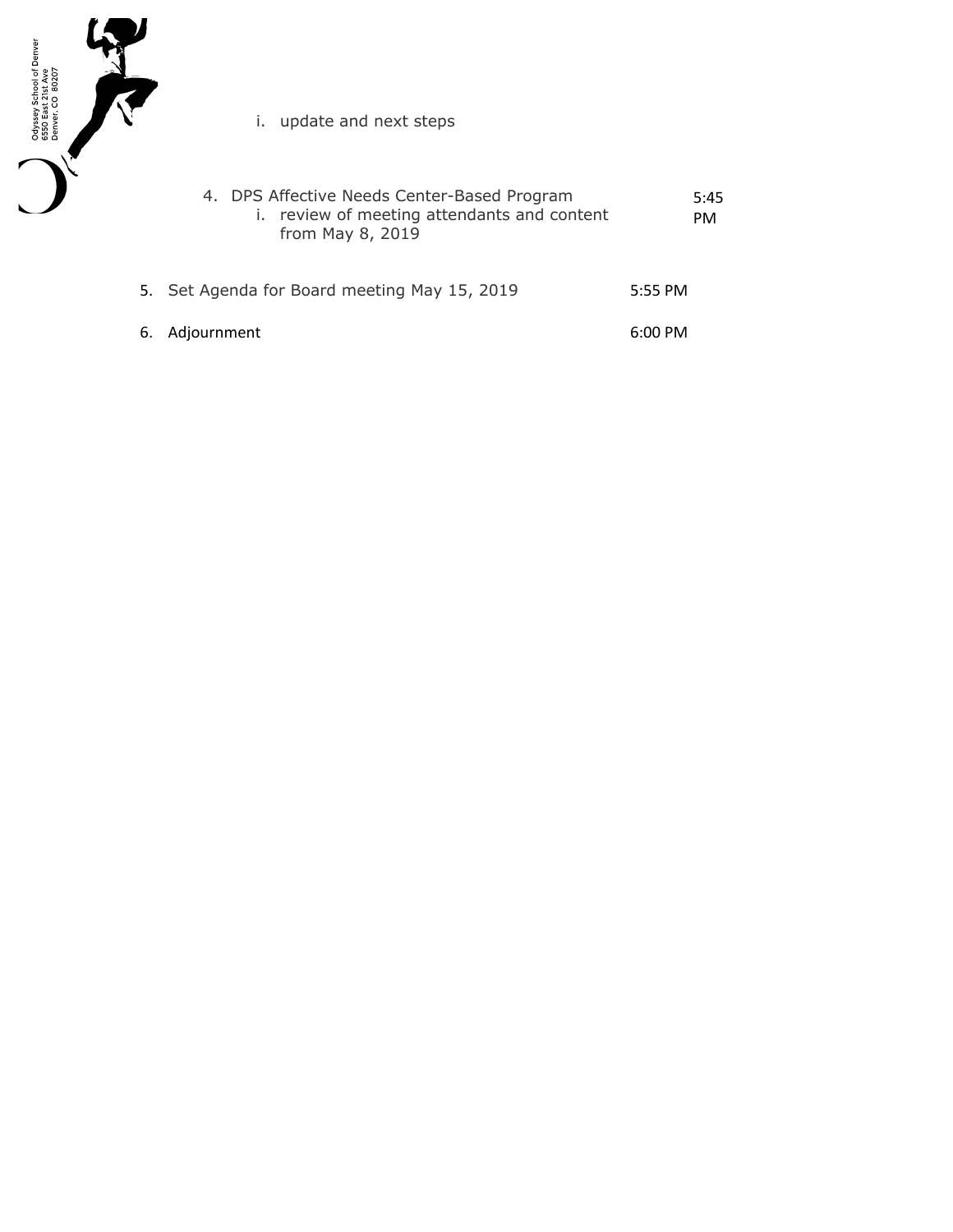i. update and next steps

4. DPS Affective Needs Center-Based Program — 5:45 PM
   i. review of meeting attendants and content from May 8, 2019

5. Set Agenda for Board meeting May 15, 2019 — 5:55 PM

6. Adjournment — 6:00 PM